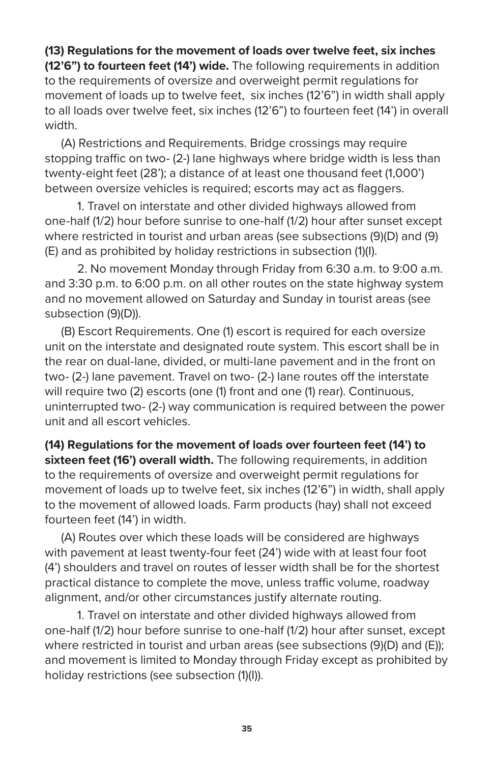**(13) Regulations for the movement of loads over twelve feet, six inches (12'6") to fourteen feet (14') wide.** The following requirements in addition to the requirements of oversize and overweight permit regulations for movement of loads up to twelve feet, six inches (12'6") in width shall apply to all loads over twelve feet, six inches (12'6") to fourteen feet (14') in overall width.

(A) Restrictions and Requirements. Bridge crossings may require stopping traffic on two- (2-) lane highways where bridge width is less than twenty-eight feet (28'); a distance of at least one thousand feet (1,000') between oversize vehicles is required; escorts may act as flaggers.

1. Travel on interstate and other divided highways allowed from one-half (1/2) hour before sunrise to one-half (1/2) hour after sunset except where restricted in tourist and urban areas (see subsections (9)(D) and (9)(E) and as prohibited by holiday restrictions in subsection (1)(I).

2. No movement Monday through Friday from 6:30 a.m. to 9:00 a.m. and 3:30 p.m. to 6:00 p.m. on all other routes on the state highway system and no movement allowed on Saturday and Sunday in tourist areas (see subsection (9)(D)).

(B) Escort Requirements. One (1) escort is required for each oversize unit on the interstate and designated route system. This escort shall be in the rear on dual-lane, divided, or multi-lane pavement and in the front on two- (2-) lane pavement. Travel on two- (2-) lane routes off the interstate will require two (2) escorts (one (1) front and one (1) rear). Continuous, uninterrupted two- (2-) way communication is required between the power unit and all escort vehicles.

**(14) Regulations for the movement of loads over fourteen feet (14') to sixteen feet (16') overall width.** The following requirements, in addition to the requirements of oversize and overweight permit regulations for movement of loads up to twelve feet, six inches (12'6") in width, shall apply to the movement of allowed loads. Farm products (hay) shall not exceed fourteen feet (14') in width.

(A) Routes over which these loads will be considered are highways with pavement at least twenty-four feet (24') wide with at least four foot (4') shoulders and travel on routes of lesser width shall be for the shortest practical distance to complete the move, unless traffic volume, roadway alignment, and/or other circumstances justify alternate routing.

1. Travel on interstate and other divided highways allowed from one-half (1/2) hour before sunrise to one-half (1/2) hour after sunset, except where restricted in tourist and urban areas (see subsections (9)(D) and (E)); and movement is limited to Monday through Friday except as prohibited by holiday restrictions (see subsection (1)(I)).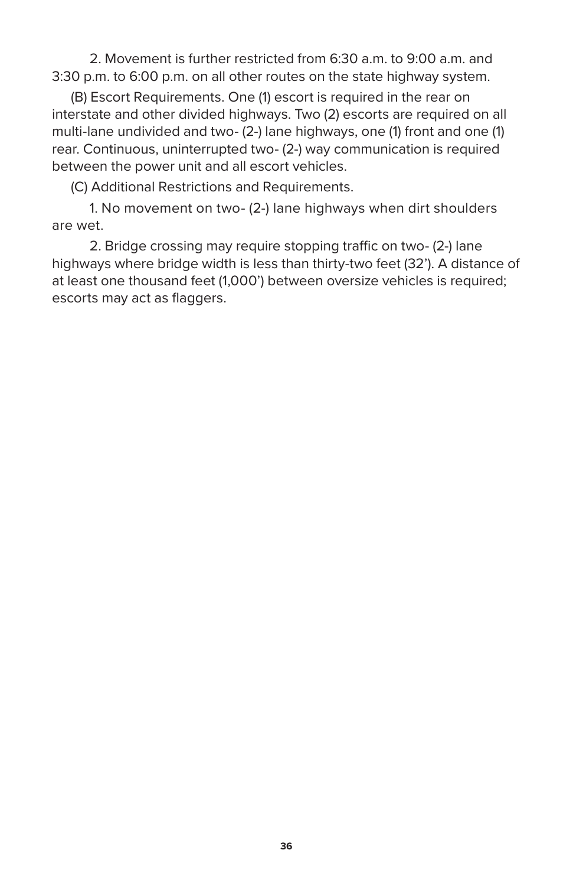2. Movement is further restricted from 6:30 a.m. to 9:00 a.m. and 3:30 p.m. to 6:00 p.m. on all other routes on the state highway system.

(B) Escort Requirements. One (1) escort is required in the rear on interstate and other divided highways. Two (2) escorts are required on all multi-lane undivided and two- (2-) lane highways, one (1) front and one (1) rear. Continuous, uninterrupted two- (2-) way communication is required between the power unit and all escort vehicles.

(C) Additional Restrictions and Requirements.

1. No movement on two- (2-) lane highways when dirt shoulders are wet.

2. Bridge crossing may require stopping traffic on two- (2-) lane highways where bridge width is less than thirty-two feet (32’). A distance of at least one thousand feet (1,000’) between oversize vehicles is required; escorts may act as flaggers.